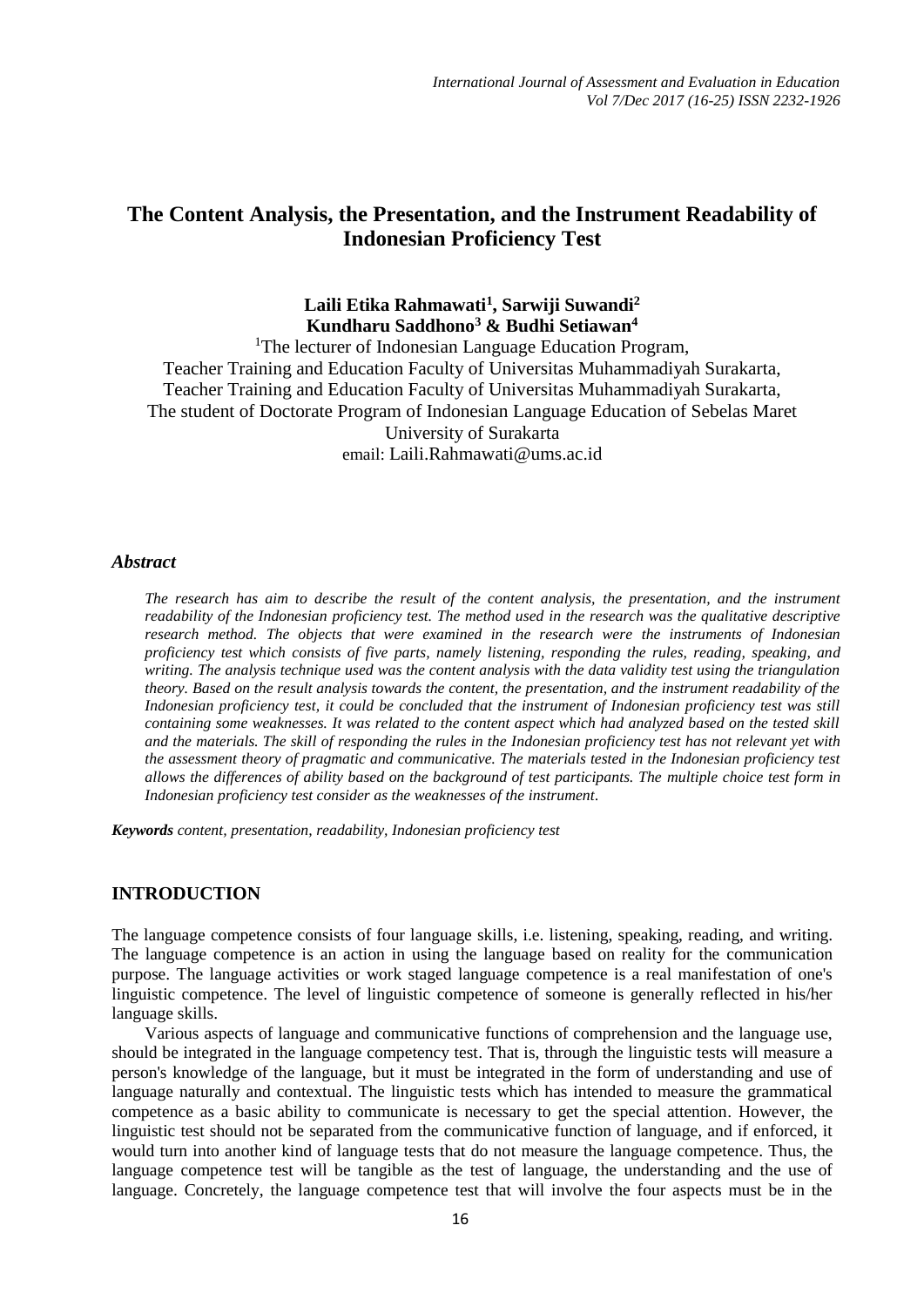# The Content Analysis, the Presentation, and the Instrument Readability of Indonesian Proficiency Test

**Laili Etika Rahmawati[1], Sarwiji Suwandi[2]**
**Kundharu Saddhono[3] & Budhi Setiawan[4]**

[1]The lecturer of Indonesian Language Education Program,
Teacher Training and Education Faculty of Universitas Muhammadiyah Surakarta,
Teacher Training and Education Faculty of Universitas Muhammadiyah Surakarta,
The student of Doctorate Program of Indonesian Language Education of Sebelas Maret University of Surakarta
email: Laili.Rahmawati@ums.ac.id

### *Abstract*

*The research has aim to describe the result of the content analysis, the presentation, and the instrument readability of the Indonesian proficiency test. The method used in the research was the qualitative descriptive research method. The objects that were examined in the research were the instruments of Indonesian proficiency test which consists of five parts, namely listening, responding the rules, reading, speaking, and writing. The analysis technique used was the content analysis with the data validity test using the triangulation theory. Based on the result analysis towards the content, the presentation, and the instrument readability of the Indonesian proficiency test, it could be concluded that the instrument of Indonesian proficiency test was still containing some weaknesses. It was related to the content aspect which had analyzed based on the tested skill and the materials. The skill of responding the rules in the Indonesian proficiency test has not relevant yet with the assessment theory of pragmatic and communicative. The materials tested in the Indonesian proficiency test allows the differences of ability based on the background of test participants. The multiple choice test form in Indonesian proficiency test consider as the weaknesses of the instrument.*

***Keywords*** *content, presentation, readability, Indonesian proficiency test*

## INTRODUCTION

The language competence consists of four language skills, i.e. listening, speaking, reading, and writing. The language competence is an action in using the language based on reality for the communication purpose. The language activities or work staged language competence is a real manifestation of one's linguistic competence. The level of linguistic competence of someone is generally reflected in his/her language skills.

Various aspects of language and communicative functions of comprehension and the language use, should be integrated in the language competency test. That is, through the linguistic tests will measure a person's knowledge of the language, but it must be integrated in the form of understanding and use of language naturally and contextual. The linguistic tests which has intended to measure the grammatical competence as a basic ability to communicate is necessary to get the special attention. However, the linguistic test should not be separated from the communicative function of language, and if enforced, it would turn into another kind of language tests that do not measure the language competence. Thus, the language competence test will be tangible as the test of language, the understanding and the use of language. Concretely, the language competence test that will involve the four aspects must be in the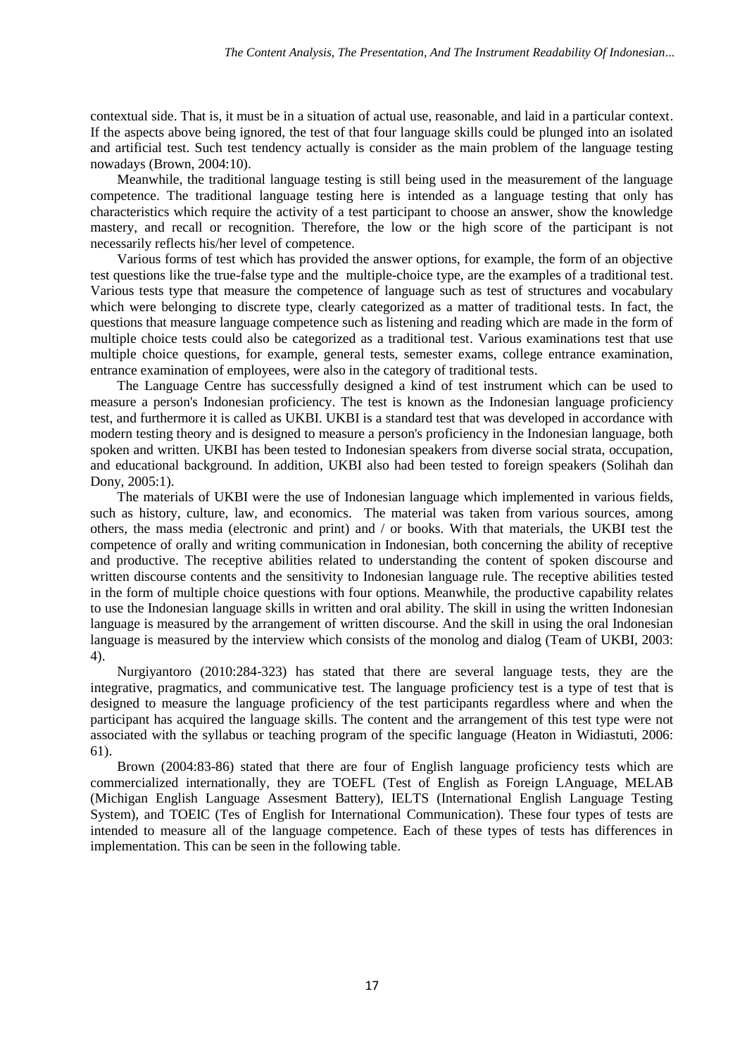contextual side. That is, it must be in a situation of actual use, reasonable, and laid in a particular context. If the aspects above being ignored, the test of that four language skills could be plunged into an isolated and artificial test. Such test tendency actually is consider as the main problem of the language testing nowadays (Brown, 2004:10).

Meanwhile, the traditional language testing is still being used in the measurement of the language competence. The traditional language testing here is intended as a language testing that only has characteristics which require the activity of a test participant to choose an answer, show the knowledge mastery, and recall or recognition. Therefore, the low or the high score of the participant is not necessarily reflects his/her level of competence.

Various forms of test which has provided the answer options, for example, the form of an objective test questions like the true-false type and the multiple-choice type, are the examples of a traditional test. Various tests type that measure the competence of language such as test of structures and vocabulary which were belonging to discrete type, clearly categorized as a matter of traditional tests. In fact, the questions that measure language competence such as listening and reading which are made in the form of multiple choice tests could also be categorized as a traditional test. Various examinations test that use multiple choice questions, for example, general tests, semester exams, college entrance examination, entrance examination of employees, were also in the category of traditional tests.

The Language Centre has successfully designed a kind of test instrument which can be used to measure a person's Indonesian proficiency. The test is known as the Indonesian language proficiency test, and furthermore it is called as UKBI. UKBI is a standard test that was developed in accordance with modern testing theory and is designed to measure a person's proficiency in the Indonesian language, both spoken and written. UKBI has been tested to Indonesian speakers from diverse social strata, occupation, and educational background. In addition, UKBI also had been tested to foreign speakers (Solihah dan Dony, 2005:1).

The materials of UKBI were the use of Indonesian language which implemented in various fields, such as history, culture, law, and economics. The material was taken from various sources, among others, the mass media (electronic and print) and / or books. With that materials, the UKBI test the competence of orally and writing communication in Indonesian, both concerning the ability of receptive and productive. The receptive abilities related to understanding the content of spoken discourse and written discourse contents and the sensitivity to Indonesian language rule. The receptive abilities tested in the form of multiple choice questions with four options. Meanwhile, the productive capability relates to use the Indonesian language skills in written and oral ability. The skill in using the written Indonesian language is measured by the arrangement of written discourse. And the skill in using the oral Indonesian language is measured by the interview which consists of the monolog and dialog (Team of UKBI, 2003: 4).

Nurgiyantoro (2010:284-323) has stated that there are several language tests, they are the integrative, pragmatics, and communicative test. The language proficiency test is a type of test that is designed to measure the language proficiency of the test participants regardless where and when the participant has acquired the language skills. The content and the arrangement of this test type were not associated with the syllabus or teaching program of the specific language (Heaton in Widiastuti, 2006: 61).

Brown (2004:83-86) stated that there are four of English language proficiency tests which are commercialized internationally, they are TOEFL (Test of English as Foreign LAnguage, MELAB (Michigan English Language Assesment Battery), IELTS (International English Language Testing System), and TOEIC (Tes of English for International Communication). These four types of tests are intended to measure all of the language competence. Each of these types of tests has differences in implementation. This can be seen in the following table.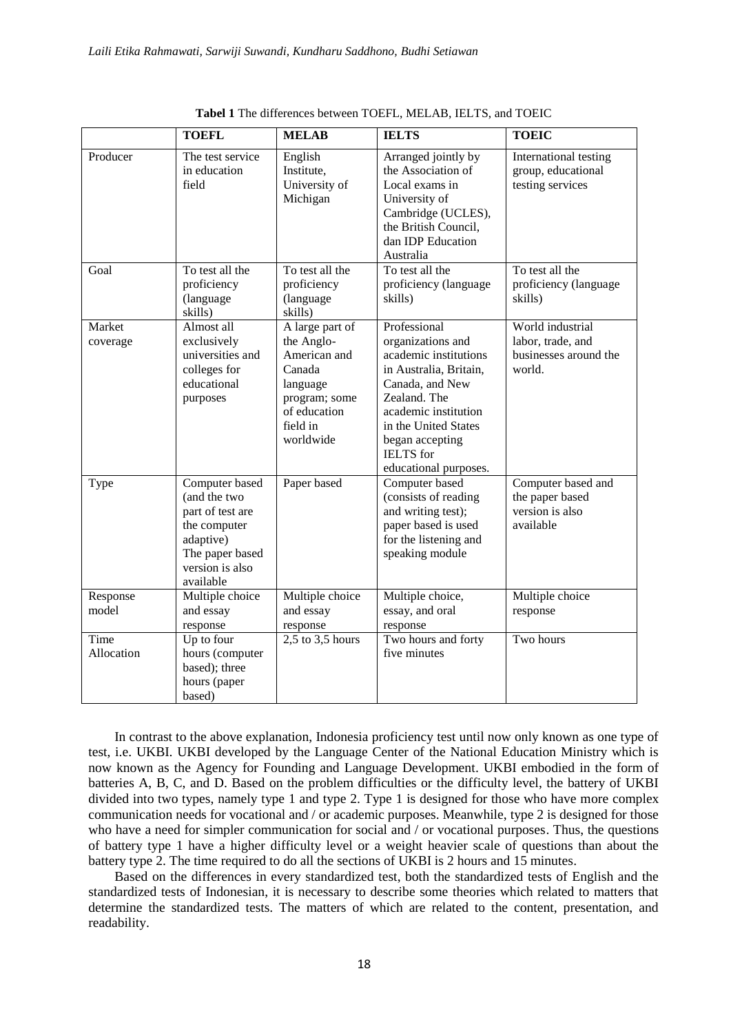**Tabel 1** The differences between TOEFL, MELAB, IELTS, and TOEIC

| | **TOEFL** | **MELAB** | **IELTS** | **TOEIC** |
|---|---|---|---|---|
| Producer | The test service in education field | English Institute, University of Michigan | Arranged jointly by the Association of Local exams in University of Cambridge (UCLES), the British Council, dan IDP Education Australia | International testing group, educational testing services |
| Goal | To test all the proficiency (language skills) | To test all the proficiency (language skills) | To test all the proficiency (language skills) | To test all the proficiency (language skills) |
| Market coverage | Almost all exclusively universities and colleges for educational purposes | A large part of the Anglo-American and Canada language program; some of education field in worldwide | Professional organizations and academic institutions in Australia, Britain, Canada, and New Zealand. The academic institution in the United States began accepting IELTS for educational purposes. | World industrial labor, trade, and businesses around the world. |
| Type | Computer based (and the two part of test are the computer adaptive) The paper based version is also available | Paper based | Computer based (consists of reading and writing test); paper based is used for the listening and speaking module | Computer based and the paper based version is also available |
| Response model | Multiple choice and essay response | Multiple choice and essay response | Multiple choice, essay, and oral response | Multiple choice response |
| Time Allocation | Up to four hours (computer based); three hours (paper based) | 2,5 to 3,5 hours | Two hours and forty five minutes | Two hours |

In contrast to the above explanation, Indonesia proficiency test until now only known as one type of test, i.e. UKBI. UKBI developed by the Language Center of the National Education Ministry which is now known as the Agency for Founding and Language Development. UKBI embodied in the form of batteries A, B, C, and D. Based on the problem difficulties or the difficulty level, the battery of UKBI divided into two types, namely type 1 and type 2. Type 1 is designed for those who have more complex communication needs for vocational and / or academic purposes. Meanwhile, type 2 is designed for those who have a need for simpler communication for social and / or vocational purposes. Thus, the questions of battery type 1 have a higher difficulty level or a weight heavier scale of questions than about the battery type 2. The time required to do all the sections of UKBI is 2 hours and 15 minutes.

Based on the differences in every standardized test, both the standardized tests of English and the standardized tests of Indonesian, it is necessary to describe some theories which related to matters that determine the standardized tests. The matters of which are related to the content, presentation, and readability.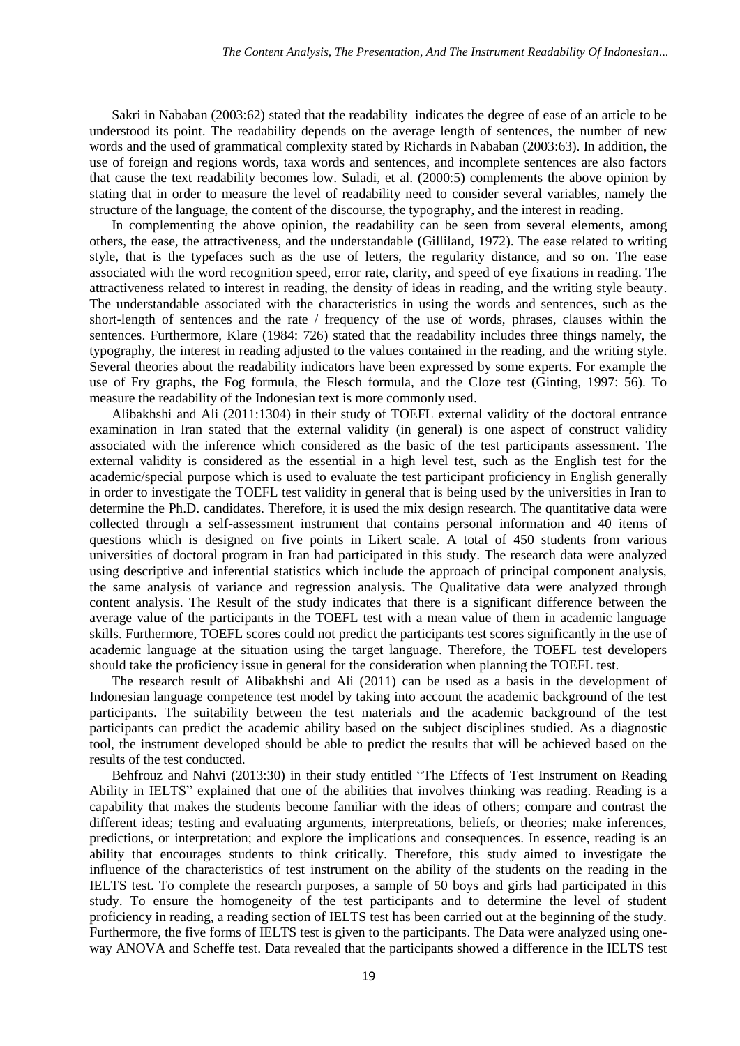Sakri in Nababan (2003:62) stated that the readability indicates the degree of ease of an article to be understood its point. The readability depends on the average length of sentences, the number of new words and the used of grammatical complexity stated by Richards in Nababan (2003:63). In addition, the use of foreign and regions words, taxa words and sentences, and incomplete sentences are also factors that cause the text readability becomes low. Suladi, et al. (2000:5) complements the above opinion by stating that in order to measure the level of readability need to consider several variables, namely the structure of the language, the content of the discourse, the typography, and the interest in reading.

In complementing the above opinion, the readability can be seen from several elements, among others, the ease, the attractiveness, and the understandable (Gilliland, 1972). The ease related to writing style, that is the typefaces such as the use of letters, the regularity distance, and so on. The ease associated with the word recognition speed, error rate, clarity, and speed of eye fixations in reading. The attractiveness related to interest in reading, the density of ideas in reading, and the writing style beauty. The understandable associated with the characteristics in using the words and sentences, such as the short-length of sentences and the rate / frequency of the use of words, phrases, clauses within the sentences. Furthermore, Klare (1984: 726) stated that the readability includes three things namely, the typography, the interest in reading adjusted to the values contained in the reading, and the writing style. Several theories about the readability indicators have been expressed by some experts. For example the use of Fry graphs, the Fog formula, the Flesch formula, and the Cloze test (Ginting, 1997: 56). To measure the readability of the Indonesian text is more commonly used.

Alibakhshi and Ali (2011:1304) in their study of TOEFL external validity of the doctoral entrance examination in Iran stated that the external validity (in general) is one aspect of construct validity associated with the inference which considered as the basic of the test participants assessment. The external validity is considered as the essential in a high level test, such as the English test for the academic/special purpose which is used to evaluate the test participant proficiency in English generally in order to investigate the TOEFL test validity in general that is being used by the universities in Iran to determine the Ph.D. candidates. Therefore, it is used the mix design research. The quantitative data were collected through a self-assessment instrument that contains personal information and 40 items of questions which is designed on five points in Likert scale. A total of 450 students from various universities of doctoral program in Iran had participated in this study. The research data were analyzed using descriptive and inferential statistics which include the approach of principal component analysis, the same analysis of variance and regression analysis. The Qualitative data were analyzed through content analysis. The Result of the study indicates that there is a significant difference between the average value of the participants in the TOEFL test with a mean value of them in academic language skills. Furthermore, TOEFL scores could not predict the participants test scores significantly in the use of academic language at the situation using the target language. Therefore, the TOEFL test developers should take the proficiency issue in general for the consideration when planning the TOEFL test.

The research result of Alibakhshi and Ali (2011) can be used as a basis in the development of Indonesian language competence test model by taking into account the academic background of the test participants. The suitability between the test materials and the academic background of the test participants can predict the academic ability based on the subject disciplines studied. As a diagnostic tool, the instrument developed should be able to predict the results that will be achieved based on the results of the test conducted.

Behfrouz and Nahvi (2013:30) in their study entitled "The Effects of Test Instrument on Reading Ability in IELTS" explained that one of the abilities that involves thinking was reading. Reading is a capability that makes the students become familiar with the ideas of others; compare and contrast the different ideas; testing and evaluating arguments, interpretations, beliefs, or theories; make inferences, predictions, or interpretation; and explore the implications and consequences. In essence, reading is an ability that encourages students to think critically. Therefore, this study aimed to investigate the influence of the characteristics of test instrument on the ability of the students on the reading in the IELTS test. To complete the research purposes, a sample of 50 boys and girls had participated in this study. To ensure the homogeneity of the test participants and to determine the level of student proficiency in reading, a reading section of IELTS test has been carried out at the beginning of the study. Furthermore, the five forms of IELTS test is given to the participants. The Data were analyzed using one-way ANOVA and Scheffe test. Data revealed that the participants showed a difference in the IELTS test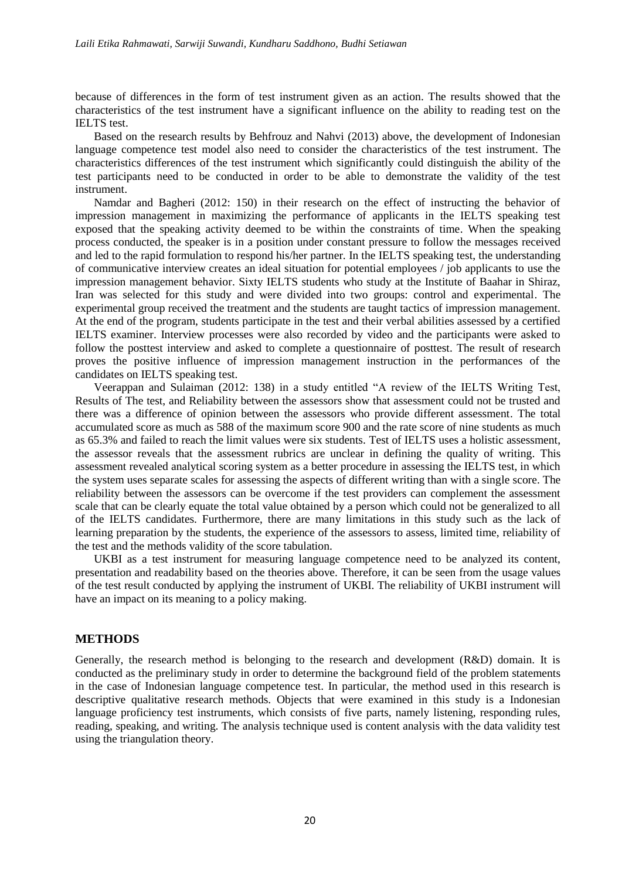because of differences in the form of test instrument given as an action. The results showed that the characteristics of the test instrument have a significant influence on the ability to reading test on the IELTS test.

Based on the research results by Behfrouz and Nahvi (2013) above, the development of Indonesian language competence test model also need to consider the characteristics of the test instrument. The characteristics differences of the test instrument which significantly could distinguish the ability of the test participants need to be conducted in order to be able to demonstrate the validity of the test instrument.

Namdar and Bagheri (2012: 150) in their research on the effect of instructing the behavior of impression management in maximizing the performance of applicants in the IELTS speaking test exposed that the speaking activity deemed to be within the constraints of time. When the speaking process conducted, the speaker is in a position under constant pressure to follow the messages received and led to the rapid formulation to respond his/her partner. In the IELTS speaking test, the understanding of communicative interview creates an ideal situation for potential employees / job applicants to use the impression management behavior. Sixty IELTS students who study at the Institute of Baahar in Shiraz, Iran was selected for this study and were divided into two groups: control and experimental. The experimental group received the treatment and the students are taught tactics of impression management. At the end of the program, students participate in the test and their verbal abilities assessed by a certified IELTS examiner. Interview processes were also recorded by video and the participants were asked to follow the posttest interview and asked to complete a questionnaire of posttest. The result of research proves the positive influence of impression management instruction in the performances of the candidates on IELTS speaking test.

Veerappan and Sulaiman (2012: 138) in a study entitled "A review of the IELTS Writing Test, Results of The test, and Reliability between the assessors show that assessment could not be trusted and there was a difference of opinion between the assessors who provide different assessment. The total accumulated score as much as 588 of the maximum score 900 and the rate score of nine students as much as 65.3% and failed to reach the limit values were six students. Test of IELTS uses a holistic assessment, the assessor reveals that the assessment rubrics are unclear in defining the quality of writing. This assessment revealed analytical scoring system as a better procedure in assessing the IELTS test, in which the system uses separate scales for assessing the aspects of different writing than with a single score. The reliability between the assessors can be overcome if the test providers can complement the assessment scale that can be clearly equate the total value obtained by a person which could not be generalized to all of the IELTS candidates. Furthermore, there are many limitations in this study such as the lack of learning preparation by the students, the experience of the assessors to assess, limited time, reliability of the test and the methods validity of the score tabulation.

UKBI as a test instrument for measuring language competence need to be analyzed its content, presentation and readability based on the theories above. Therefore, it can be seen from the usage values of the test result conducted by applying the instrument of UKBI. The reliability of UKBI instrument will have an impact on its meaning to a policy making.

## METHODS

Generally, the research method is belonging to the research and development (R&D) domain. It is conducted as the preliminary study in order to determine the background field of the problem statements in the case of Indonesian language competence test. In particular, the method used in this research is descriptive qualitative research methods. Objects that were examined in this study is a Indonesian language proficiency test instruments, which consists of five parts, namely listening, responding rules, reading, speaking, and writing. The analysis technique used is content analysis with the data validity test using the triangulation theory.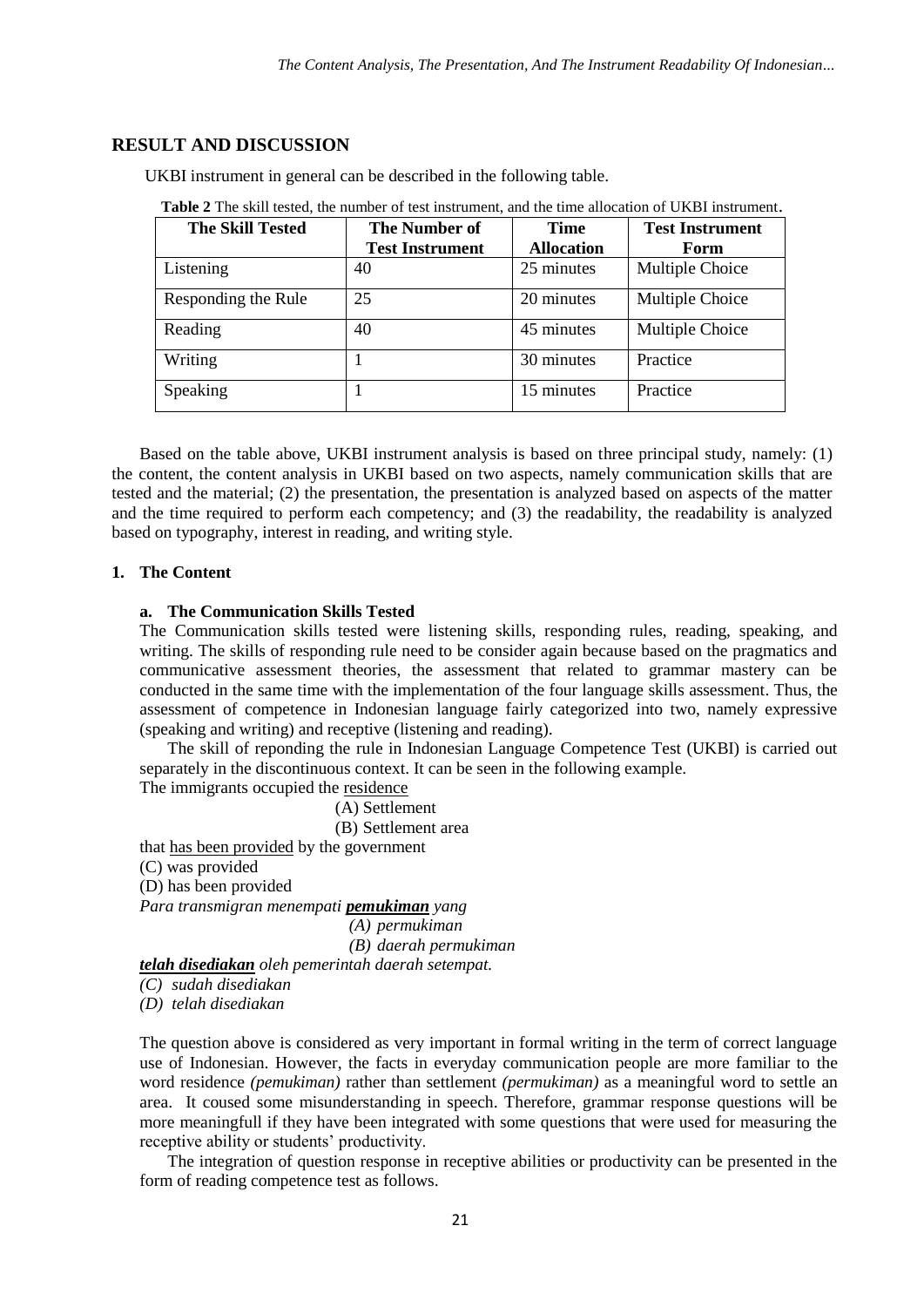## RESULT AND DISCUSSION

UKBI instrument in general can be described in the following table.

**Table 2** The skill tested, the number of test instrument, and the time allocation of UKBI instrument.

| The Skill Tested | The Number of Test Instrument | Time Allocation | Test Instrument Form |
|---|---|---|---|
| Listening | 40 | 25 minutes | Multiple Choice |
| Responding the Rule | 25 | 20 minutes | Multiple Choice |
| Reading | 40 | 45 minutes | Multiple Choice |
| Writing | 1 | 30 minutes | Practice |
| Speaking | 1 | 15 minutes | Practice |

Based on the table above, UKBI instrument analysis is based on three principal study, namely: (1) the content, the content analysis in UKBI based on two aspects, namely communication skills that are tested and the material; (2) the presentation, the presentation is analyzed based on aspects of the matter and the time required to perform each competency; and (3) the readability, the readability is analyzed based on typography, interest in reading, and writing style.

### 1. The Content

#### a. The Communication Skills Tested

The Communication skills tested were listening skills, responding rules, reading, speaking, and writing. The skills of responding rule need to be consider again because based on the pragmatics and communicative assessment theories, the assessment that related to grammar mastery can be conducted in the same time with the implementation of the four language skills assessment. Thus, the assessment of competence in Indonesian language fairly categorized into two, namely expressive (speaking and writing) and receptive (listening and reading).

The skill of reponding the rule in Indonesian Language Competence Test (UKBI) is carried out separately in the discontinuous context. It can be seen in the following example.

The immigrants occupied the <u>residence</u>

(A) Settlement

(B) Settlement area

that <u>has been provided</u> by the government

(C) was provided

(D) has been provided

*Para transmigran menempati* ***<u>pemukiman</u>*** *yang*

*(A) permukiman*

*(B) daerah permukiman*

***<u>telah disediakan</u>*** *oleh pemerintah daerah setempat.*

*(C) sudah disediakan*

*(D) telah disediakan*

The question above is considered as very important in formal writing in the term of correct language use of Indonesian. However, the facts in everyday communication people are more familiar to the word residence *(pemukiman)* rather than settlement *(permukiman)* as a meaningful word to settle an area. It coused some misunderstanding in speech. Therefore, grammar response questions will be more meaningfull if they have been integrated with some questions that were used for measuring the receptive ability or students' productivity.

The integration of question response in receptive abilities or productivity can be presented in the form of reading competence test as follows.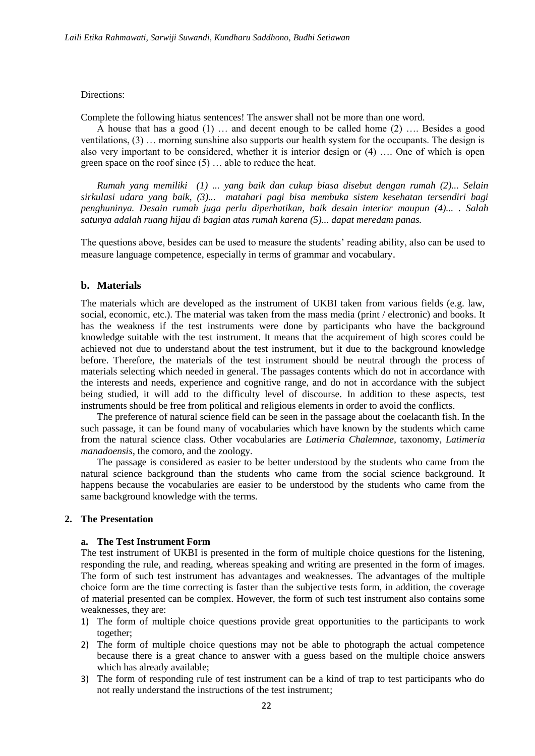Directions:

Complete the following hiatus sentences! The answer shall not be more than one word.

A house that has a good (1) … and decent enough to be called home (2) …. Besides a good ventilations, (3) … morning sunshine also supports our health system for the occupants. The design is also very important to be considered, whether it is interior design or (4) …. One of which is open green space on the roof since (5) … able to reduce the heat.

*Rumah yang memiliki (1) ... yang baik dan cukup biasa disebut dengan rumah (2)... Selain sirkulasi udara yang baik, (3)... matahari pagi bisa membuka sistem kesehatan tersendiri bagi penghuninya. Desain rumah juga perlu diperhatikan, baik desain interior maupun (4)... . Salah satunya adalah ruang hijau di bagian atas rumah karena (5)... dapat meredam panas.*

The questions above, besides can be used to measure the students' reading ability, also can be used to measure language competence, especially in terms of grammar and vocabulary.

### b. Materials

The materials which are developed as the instrument of UKBI taken from various fields (e.g. law, social, economic, etc.). The material was taken from the mass media (print / electronic) and books. It has the weakness if the test instruments were done by participants who have the background knowledge suitable with the test instrument. It means that the acquirement of high scores could be achieved not due to understand about the test instrument, but it due to the background knowledge before. Therefore, the materials of the test instrument should be neutral through the process of materials selecting which needed in general. The passages contents which do not in accordance with the interests and needs, experience and cognitive range, and do not in accordance with the subject being studied, it will add to the difficulty level of discourse. In addition to these aspects, test instruments should be free from political and religious elements in order to avoid the conflicts.

The preference of natural science field can be seen in the passage about the coelacanth fish. In the such passage, it can be found many of vocabularies which have known by the students which came from the natural science class. Other vocabularies are *Latimeria Chalemnae*, taxonomy, *Latimeria manadoensis*, the comoro, and the zoology.

The passage is considered as easier to be better understood by the students who came from the natural science background than the students who came from the social science background. It happens because the vocabularies are easier to be understood by the students who came from the same background knowledge with the terms.

## 2. The Presentation

### a. The Test Instrument Form

The test instrument of UKBI is presented in the form of multiple choice questions for the listening, responding the rule, and reading, whereas speaking and writing are presented in the form of images. The form of such test instrument has advantages and weaknesses. The advantages of the multiple choice form are the time correcting is faster than the subjective tests form, in addition, the coverage of material presented can be complex. However, the form of such test instrument also contains some weaknesses, they are:

1) The form of multiple choice questions provide great opportunities to the participants to work together;
2) The form of multiple choice questions may not be able to photograph the actual competence because there is a great chance to answer with a guess based on the multiple choice answers which has already available;
3) The form of responding rule of test instrument can be a kind of trap to test participants who do not really understand the instructions of the test instrument;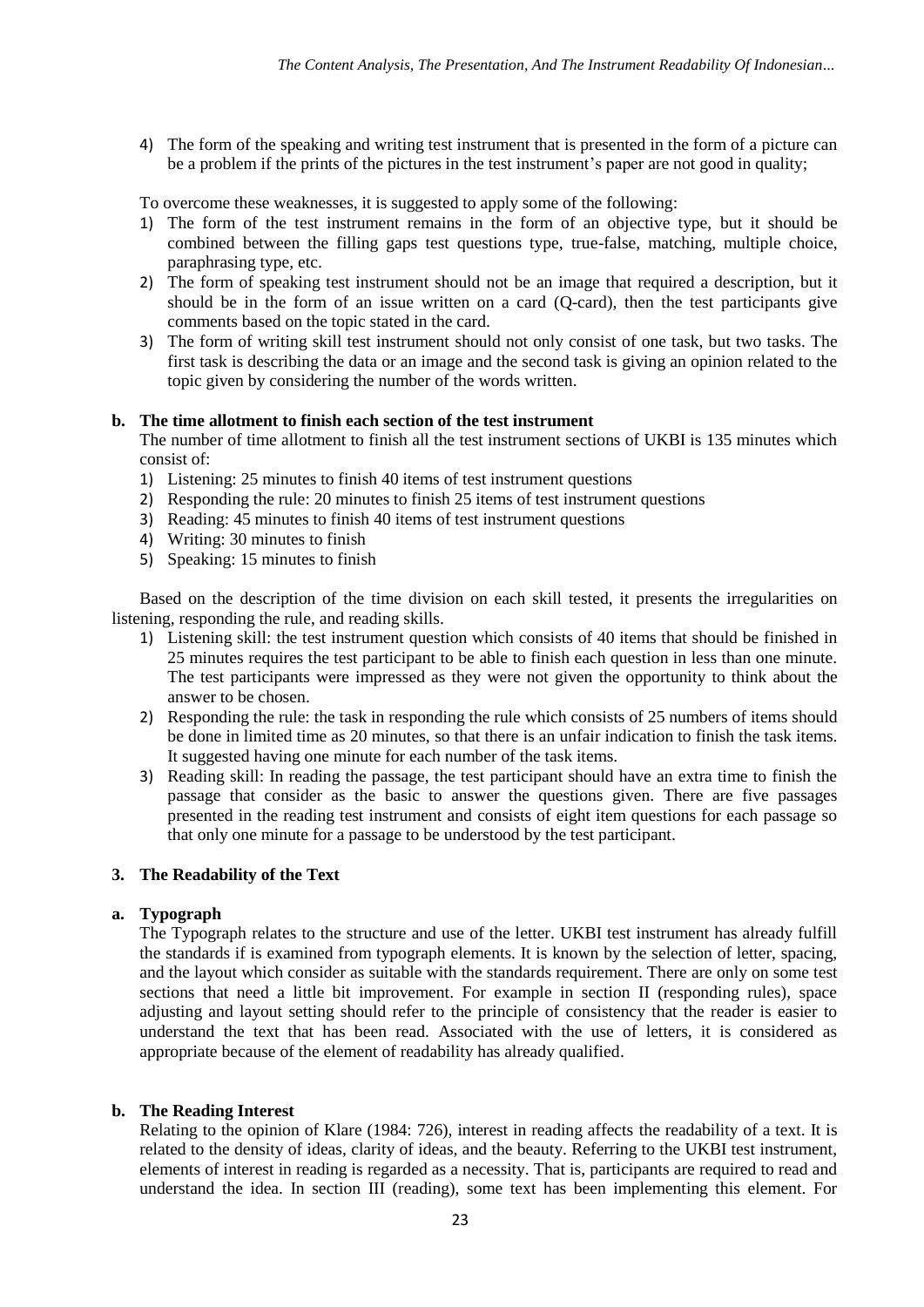4) The form of the speaking and writing test instrument that is presented in the form of a picture can be a problem if the prints of the pictures in the test instrument's paper are not good in quality;

To overcome these weaknesses, it is suggested to apply some of the following:

1) The form of the test instrument remains in the form of an objective type, but it should be combined between the filling gaps test questions type, true-false, matching, multiple choice, paraphrasing type, etc.
2) The form of speaking test instrument should not be an image that required a description, but it should be in the form of an issue written on a card (Q-card), then the test participants give comments based on the topic stated in the card.
3) The form of writing skill test instrument should not only consist of one task, but two tasks. The first task is describing the data or an image and the second task is giving an opinion related to the topic given by considering the number of the words written.

**b. The time allotment to finish each section of the test instrument**

The number of time allotment to finish all the test instrument sections of UKBI is 135 minutes which consist of:

1) Listening: 25 minutes to finish 40 items of test instrument questions
2) Responding the rule: 20 minutes to finish 25 items of test instrument questions
3) Reading: 45 minutes to finish 40 items of test instrument questions
4) Writing: 30 minutes to finish
5) Speaking: 15 minutes to finish

Based on the description of the time division on each skill tested, it presents the irregularities on listening, responding the rule, and reading skills.

1) Listening skill: the test instrument question which consists of 40 items that should be finished in 25 minutes requires the test participant to be able to finish each question in less than one minute. The test participants were impressed as they were not given the opportunity to think about the answer to be chosen.
2) Responding the rule: the task in responding the rule which consists of 25 numbers of items should be done in limited time as 20 minutes, so that there is an unfair indication to finish the task items. It suggested having one minute for each number of the task items.
3) Reading skill: In reading the passage, the test participant should have an extra time to finish the passage that consider as the basic to answer the questions given. There are five passages presented in the reading test instrument and consists of eight item questions for each passage so that only one minute for a passage to be understood by the test participant.

**3. The Readability of the Text**

**a. Typograph**

The Typograph relates to the structure and use of the letter. UKBI test instrument has already fulfill the standards if is examined from typograph elements. It is known by the selection of letter, spacing, and the layout which consider as suitable with the standards requirement. There are only on some test sections that need a little bit improvement. For example in section II (responding rules), space adjusting and layout setting should refer to the principle of consistency that the reader is easier to understand the text that has been read. Associated with the use of letters, it is considered as appropriate because of the element of readability has already qualified.

**b. The Reading Interest**

Relating to the opinion of Klare (1984: 726), interest in reading affects the readability of a text. It is related to the density of ideas, clarity of ideas, and the beauty. Referring to the UKBI test instrument, elements of interest in reading is regarded as a necessity. That is, participants are required to read and understand the idea. In section III (reading), some text has been implementing this element. For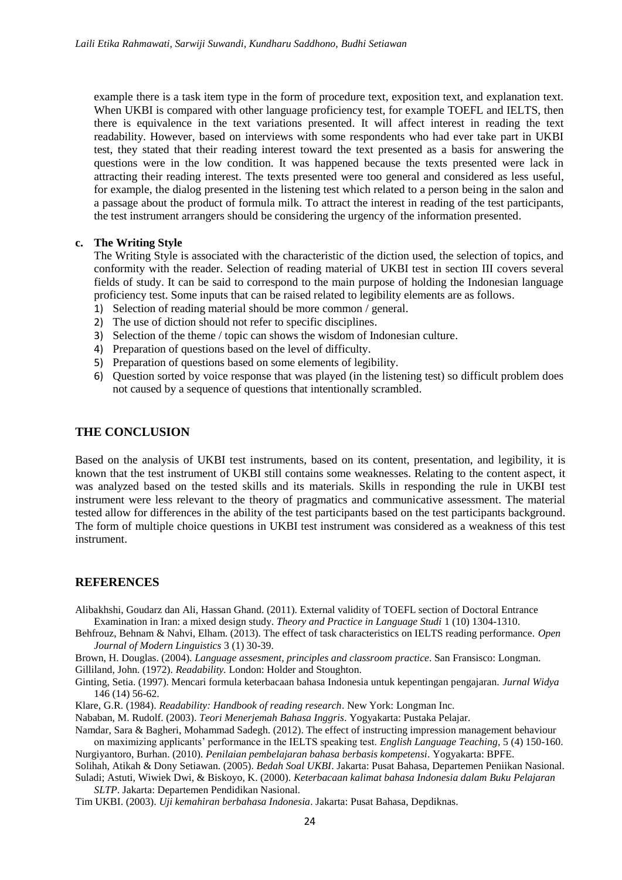example there is a task item type in the form of procedure text, exposition text, and explanation text. When UKBI is compared with other language proficiency test, for example TOEFL and IELTS, then there is equivalence in the text variations presented. It will affect interest in reading the text readability. However, based on interviews with some respondents who had ever take part in UKBI test, they stated that their reading interest toward the text presented as a basis for answering the questions were in the low condition. It was happened because the texts presented were lack in attracting their reading interest. The texts presented were too general and considered as less useful, for example, the dialog presented in the listening test which related to a person being in the salon and a passage about the product of formula milk. To attract the interest in reading of the test participants, the test instrument arrangers should be considering the urgency of the information presented.

**c. The Writing Style**

The Writing Style is associated with the characteristic of the diction used, the selection of topics, and conformity with the reader. Selection of reading material of UKBI test in section III covers several fields of study. It can be said to correspond to the main purpose of holding the Indonesian language proficiency test. Some inputs that can be raised related to legibility elements are as follows.

1) Selection of reading material should be more common / general.
2) The use of diction should not refer to specific disciplines.
3) Selection of the theme / topic can shows the wisdom of Indonesian culture.
4) Preparation of questions based on the level of difficulty.
5) Preparation of questions based on some elements of legibility.
6) Question sorted by voice response that was played (in the listening test) so difficult problem does not caused by a sequence of questions that intentionally scrambled.

## THE CONCLUSION

Based on the analysis of UKBI test instruments, based on its content, presentation, and legibility, it is known that the test instrument of UKBI still contains some weaknesses. Relating to the content aspect, it was analyzed based on the tested skills and its materials. Skills in responding the rule in UKBI test instrument were less relevant to the theory of pragmatics and communicative assessment. The material tested allow for differences in the ability of the test participants based on the test participants background. The form of multiple choice questions in UKBI test instrument was considered as a weakness of this test instrument.

## REFERENCES

Alibakhshi, Goudarz dan Ali, Hassan Ghand. (2011). External validity of TOEFL section of Doctoral Entrance Examination in Iran: a mixed design study. *Theory and Practice in Language Studi* 1 (10) 1304-1310.

Behfrouz, Behnam & Nahvi, Elham. (2013). The effect of task characteristics on IELTS reading performance. *Open Journal of Modern Linguistics* 3 (1) 30-39.

Brown, H. Douglas. (2004). *Language assesment, principles and classroom practice*. San Fransisco: Longman.

Gilliland, John. (1972). *Readability.* London: Holder and Stoughton.

Ginting, Setia. (1997). Mencari formula keterbacaan bahasa Indonesia untuk kepentingan pengajaran. *Jurnal Widya* 146 (14) 56-62.

Klare, G.R. (1984). *Readability: Handbook of reading research*. New York: Longman Inc.

Nababan, M. Rudolf. (2003). *Teori Menerjemah Bahasa Inggris*. Yogyakarta: Pustaka Pelajar.

Namdar, Sara & Bagheri, Mohammad Sadegh. (2012). The effect of instructing impression management behaviour on maximizing applicants' performance in the IELTS speaking test. *English Language Teaching*, 5 (4) 150-160.

Nurgiyantoro, Burhan. (2010). *Penilaian pembelajaran bahasa berbasis kompetensi*. Yogyakarta: BPFE.

Solihah, Atikah & Dony Setiawan. (2005). *Bedah Soal UKBI*. Jakarta: Pusat Bahasa, Departemen Peniikan Nasional.

Suladi; Astuti, Wiwiek Dwi, & Biskoyo, K. (2000). *Keterbacaan kalimat bahasa Indonesia dalam Buku Pelajaran SLTP*. Jakarta: Departemen Pendidikan Nasional.

Tim UKBI. (2003). *Uji kemahiran berbahasa Indonesia*. Jakarta: Pusat Bahasa, Depdiknas.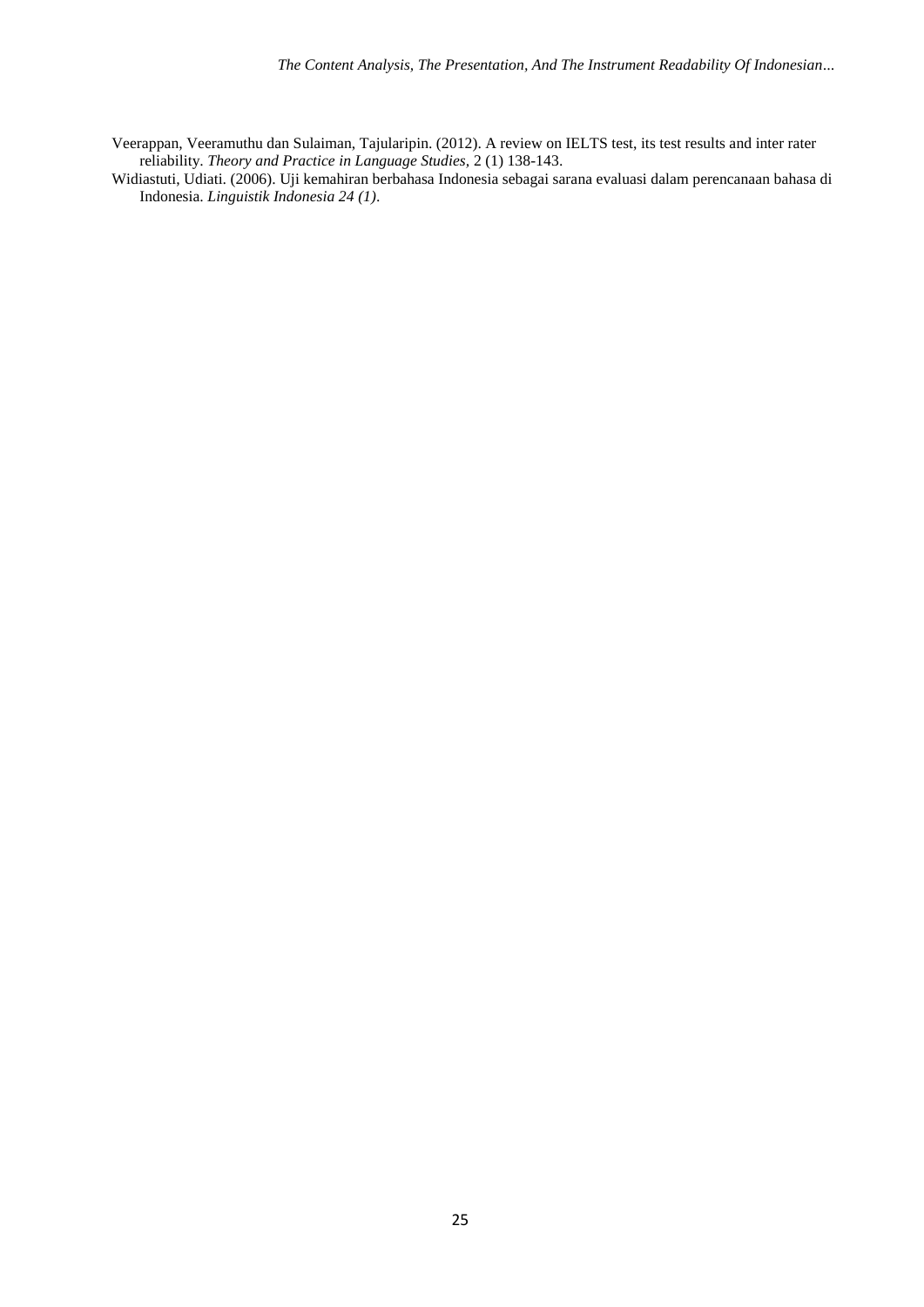Veerappan, Veeramuthu dan Sulaiman, Tajularipin. (2012). A review on IELTS test, its test results and inter rater reliability. *Theory and Practice in Language Studies,* 2 (1) 138-143.

Widiastuti, Udiati. (2006). Uji kemahiran berbahasa Indonesia sebagai sarana evaluasi dalam perencanaan bahasa di Indonesia. *Linguistik Indonesia 24 (1)*.